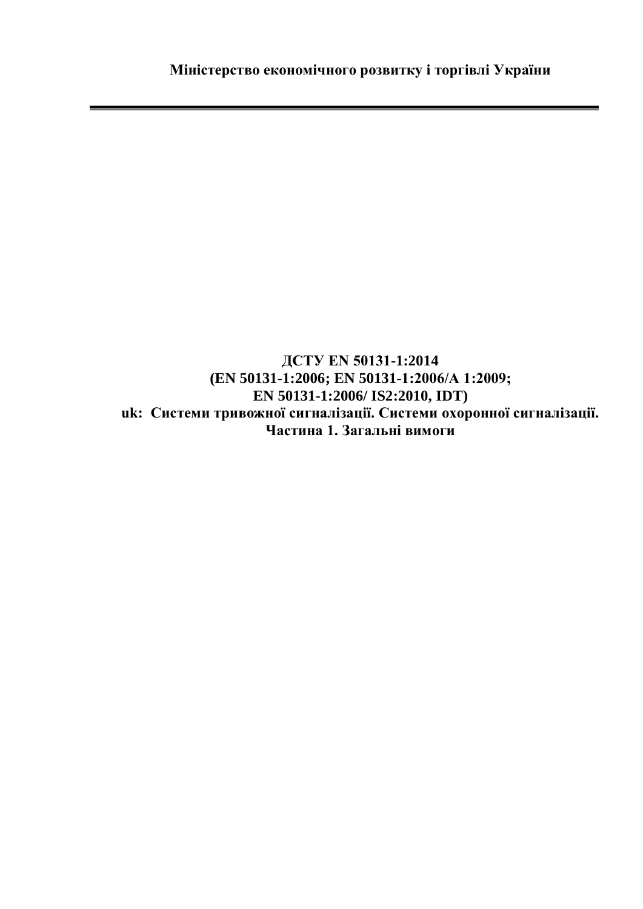**Міністерство економічного розвитку і торгівлі України**

---

**ДСТУ EN 50131-1:2014**
**(EN 50131-1:2006; EN 50131-1:2006/A 1:2009;**
**EN 50131-1:2006/ IS2:2010, IDT)**
**uk: Системи тривожної сигналізації. Системи охоронної сигналізації.**
**Частина 1. Загальні вимоги**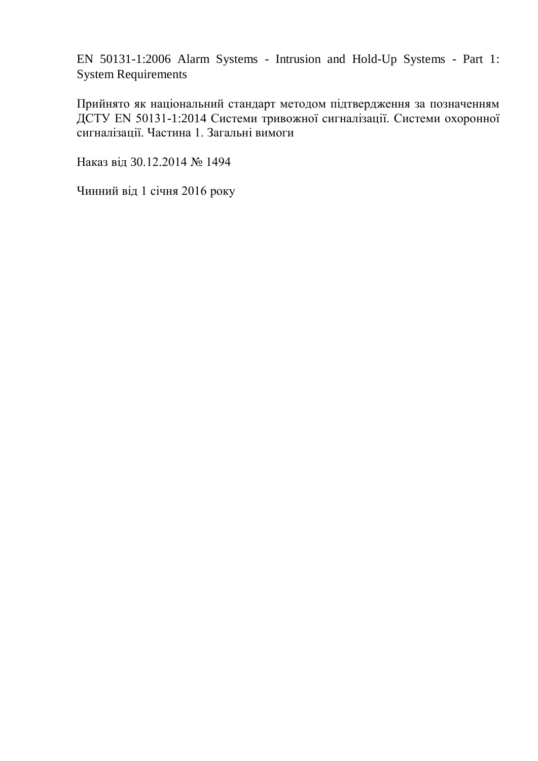EN 50131-1:2006 Alarm Systems - Intrusion and Hold-Up Systems - Part 1: System Requirements

Прийнято як національний стандарт методом підтвердження за позначенням ДСТУ EN 50131-1:2014 Системи тривожної сигналізації. Системи охоронної сигналізації. Частина 1. Загальні вимоги

Наказ від 30.12.2014 № 1494

Чинний від 1 січня 2016 року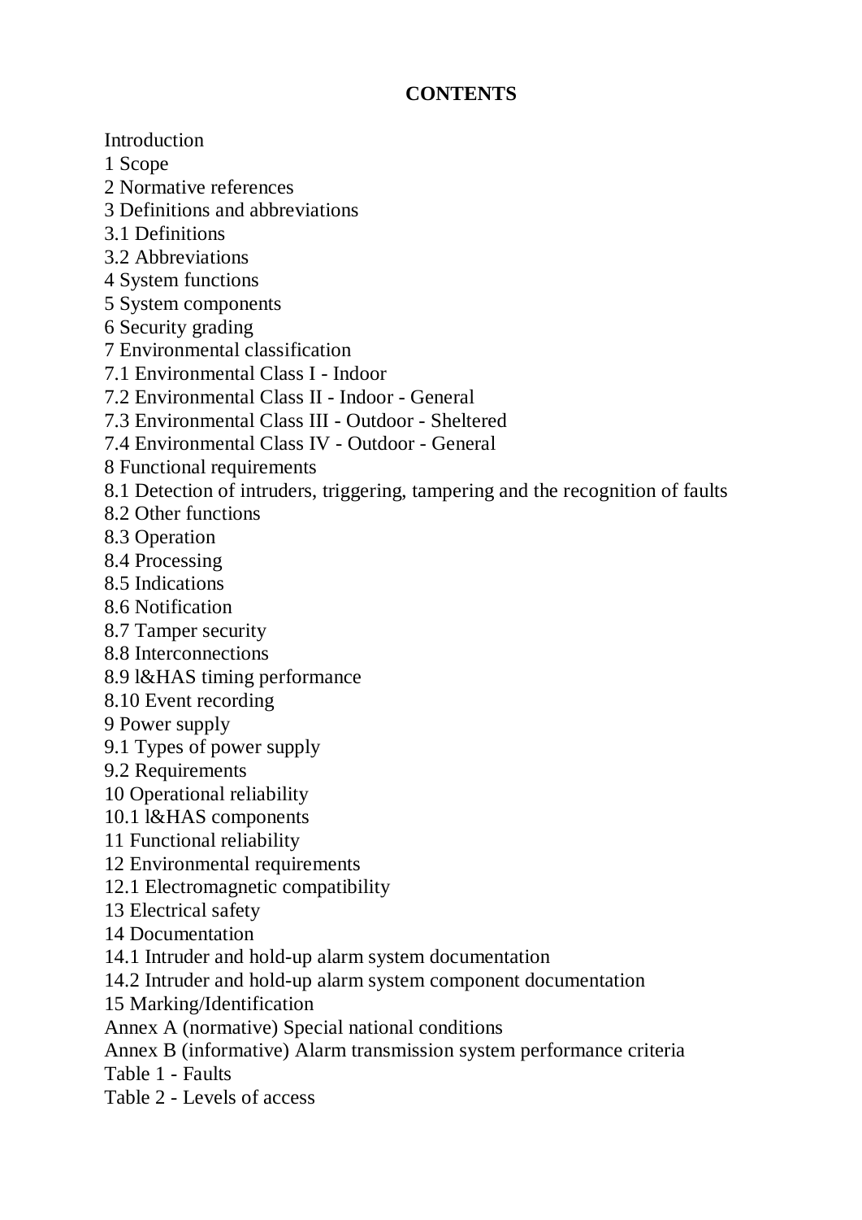**CONTENTS**

Introduction
1 Scope
2 Normative references
3 Definitions and abbreviations
3.1 Definitions
3.2 Abbreviations
4 System functions
5 System components
6 Security grading
7 Environmental classification
7.1 Environmental Class I - Indoor
7.2 Environmental Class II - Indoor - General
7.3 Environmental Class III - Outdoor - Sheltered
7.4 Environmental Class IV - Outdoor - General
8 Functional requirements
8.1 Detection of intruders, triggering, tampering and the recognition of faults
8.2 Other functions
8.3 Operation
8.4 Processing
8.5 Indications
8.6 Notification
8.7 Tamper security
8.8 Interconnections
8.9 l&HAS timing performance
8.10 Event recording
9 Power supply
9.1 Types of power supply
9.2 Requirements
10 Operational reliability
10.1 l&HAS components
11 Functional reliability
12 Environmental requirements
12.1 Electromagnetic compatibility
13 Electrical safety
14 Documentation
14.1 Intruder and hold-up alarm system documentation
14.2 Intruder and hold-up alarm system component documentation
15 Marking/Identification
Annex A (normative) Special national conditions
Annex B (informative) Alarm transmission system performance criteria
Table 1 - Faults
Table 2 - Levels of access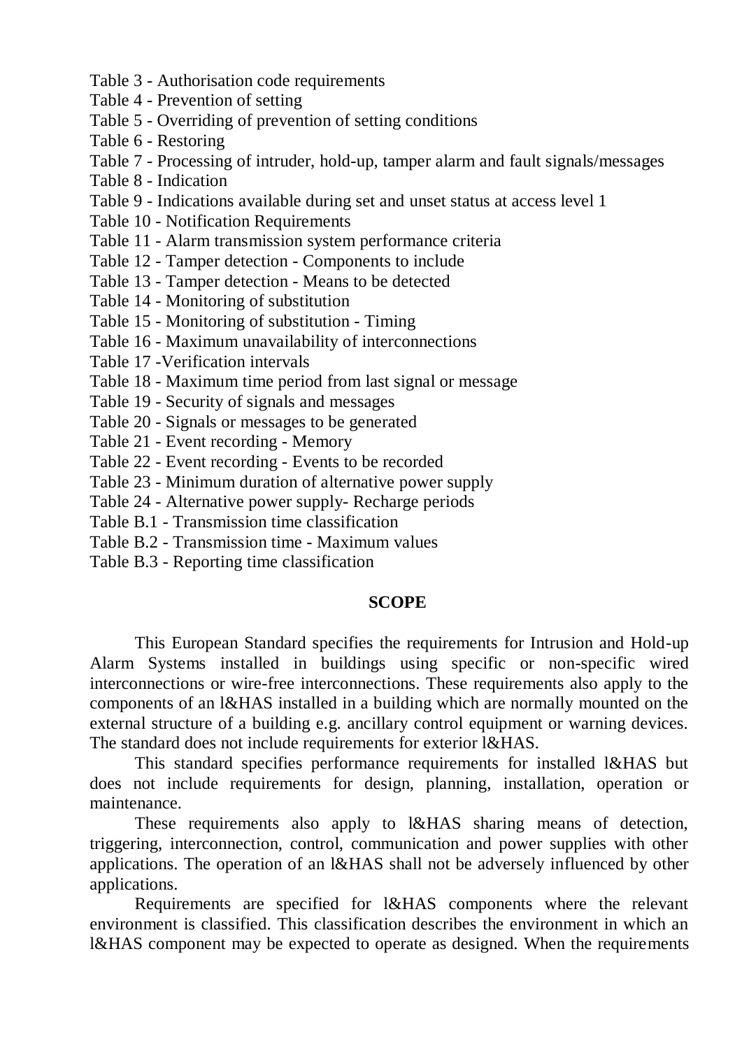Table 3 - Authorisation code requirements

Table 4 - Prevention of setting

Table 5 - Overriding of prevention of setting conditions

Table 6 - Restoring

Table 7 - Processing of intruder, hold-up, tamper alarm and fault signals/messages

Table 8 - Indication

Table 9 - Indications available during set and unset status at access level 1

Table 10 - Notification Requirements

Table 11 - Alarm transmission system performance criteria

Table 12 - Tamper detection - Components to include

Table 13 - Tamper detection - Means to be detected

Table 14 - Monitoring of substitution

Table 15 - Monitoring of substitution - Timing

Table 16 - Maximum unavailability of interconnections

Table 17 -Verification intervals

Table 18 - Maximum time period from last signal or message

Table 19 - Security of signals and messages

Table 20 - Signals or messages to be generated

Table 21 - Event recording - Memory

Table 22 - Event recording - Events to be recorded

Table 23 - Minimum duration of alternative power supply

Table 24 - Alternative power supply- Recharge periods

Table B.1 - Transmission time classification

Table B.2 - Transmission time - Maximum values

Table B.3 - Reporting time classification

## SCOPE

This European Standard specifies the requirements for Intrusion and Hold-up Alarm Systems installed in buildings using specific or non-specific wired interconnections or wire-free interconnections. These requirements also apply to the components of an l&HAS installed in a building which are normally mounted on the external structure of a building e.g. ancillary control equipment or warning devices. The standard does not include requirements for exterior l&HAS.

This standard specifies performance requirements for installed l&HAS but does not include requirements for design, planning, installation, operation or maintenance.

These requirements also apply to l&HAS sharing means of detection, triggering, interconnection, control, communication and power supplies with other applications. The operation of an l&HAS shall not be adversely influenced by other applications.

Requirements are specified for l&HAS components where the relevant environment is classified. This classification describes the environment in which an l&HAS component may be expected to operate as designed. When the requirements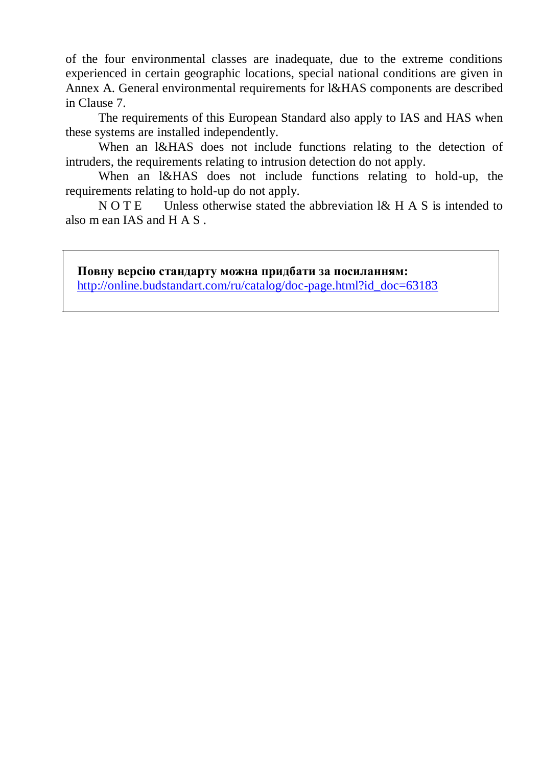of the four environmental classes are inadequate, due to the extreme conditions experienced in certain geographic locations, special national conditions are given in Annex A. General environmental requirements for l&HAS components are described in Clause 7.

The requirements of this European Standard also apply to IAS and HAS when these systems are installed independently.

When an l&HAS does not include functions relating to the detection of intruders, the requirements relating to intrusion detection do not apply.

When an l&HAS does not include functions relating to hold-up, the requirements relating to hold-up do not apply.

NOTE Unless otherwise stated the abbreviation l&HAS is intended to also mean IAS and HAS.

**Повну версію стандарту можна придбати за посиланням:**
http://online.budstandart.com/ru/catalog/doc-page.html?id_doc=63183